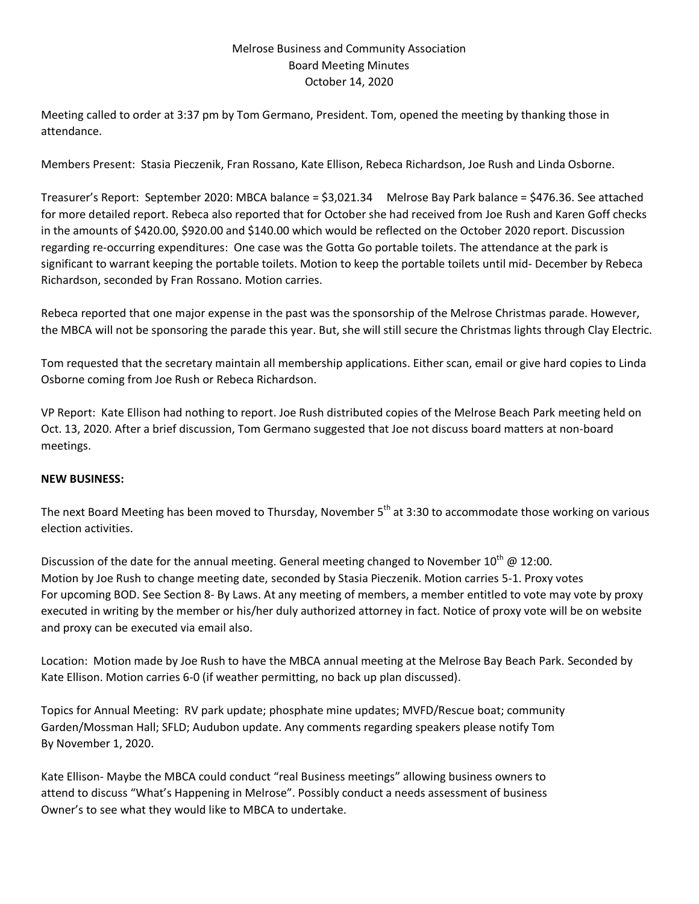Melrose Business and Community Association
Board Meeting Minutes
October 14, 2020

Meeting called to order at 3:37 pm by Tom Germano, President. Tom, opened the meeting by thanking those in attendance.

Members Present: Stasia Pieczenik, Fran Rossano, Kate Ellison, Rebeca Richardson, Joe Rush and Linda Osborne.

Treasurer's Report: September 2020: MBCA balance = $3,021.34 Melrose Bay Park balance = $476.36. See attached for more detailed report. Rebeca also reported that for October she had received from Joe Rush and Karen Goff checks in the amounts of $420.00, $920.00 and $140.00 which would be reflected on the October 2020 report. Discussion regarding re-occurring expenditures: One case was the Gotta Go portable toilets. The attendance at the park is significant to warrant keeping the portable toilets. Motion to keep the portable toilets until mid- December by Rebeca Richardson, seconded by Fran Rossano. Motion carries.

Rebeca reported that one major expense in the past was the sponsorship of the Melrose Christmas parade. However, the MBCA will not be sponsoring the parade this year. But, she will still secure the Christmas lights through Clay Electric.

Tom requested that the secretary maintain all membership applications. Either scan, email or give hard copies to Linda Osborne coming from Joe Rush or Rebeca Richardson.

VP Report: Kate Ellison had nothing to report. Joe Rush distributed copies of the Melrose Beach Park meeting held on Oct. 13, 2020. After a brief discussion, Tom Germano suggested that Joe not discuss board matters at non-board meetings.

**NEW BUSINESS:**

The next Board Meeting has been moved to Thursday, November 5th at 3:30 to accommodate those working on various election activities.

Discussion of the date for the annual meeting. General meeting changed to November 10th @ 12:00.
Motion by Joe Rush to change meeting date, seconded by Stasia Pieczenik. Motion carries 5-1. Proxy votes For upcoming BOD. See Section 8- By Laws. At any meeting of members, a member entitled to vote may vote by proxy executed in writing by the member or his/her duly authorized attorney in fact. Notice of proxy vote will be on website and proxy can be executed via email also.

Location: Motion made by Joe Rush to have the MBCA annual meeting at the Melrose Bay Beach Park. Seconded by Kate Ellison. Motion carries 6-0 (if weather permitting, no back up plan discussed).

Topics for Annual Meeting: RV park update; phosphate mine updates; MVFD/Rescue boat; community Garden/Mossman Hall; SFLD; Audubon update. Any comments regarding speakers please notify Tom By November 1, 2020.

Kate Ellison- Maybe the MBCA could conduct "real Business meetings" allowing business owners to attend to discuss "What's Happening in Melrose". Possibly conduct a needs assessment of business Owner's to see what they would like to MBCA to undertake.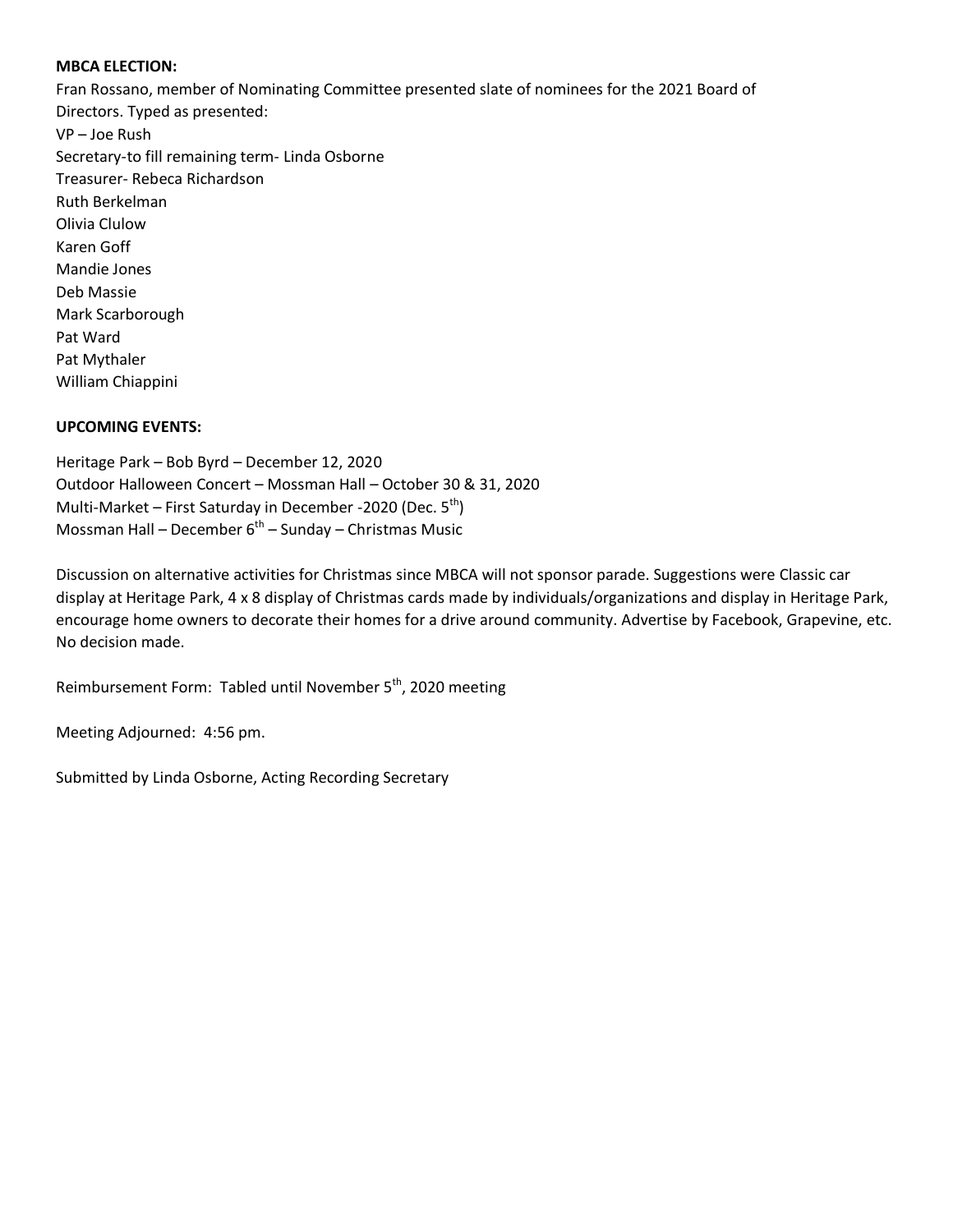**MBCA ELECTION:**

Fran Rossano, member of Nominating Committee presented slate of nominees for the 2021 Board of Directors. Typed as presented:

VP – Joe Rush
Secretary-to fill remaining term- Linda Osborne
Treasurer- Rebeca Richardson
Ruth Berkelman
Olivia Clulow
Karen Goff
Mandie Jones
Deb Massie
Mark Scarborough
Pat Ward
Pat Mythaler
William Chiappini

**UPCOMING EVENTS:**

Heritage Park – Bob Byrd – December 12, 2020
Outdoor Halloween Concert – Mossman Hall – October 30 & 31, 2020
Multi-Market – First Saturday in December -2020 (Dec. 5th)
Mossman Hall – December 6th – Sunday – Christmas Music

Discussion on alternative activities for Christmas since MBCA will not sponsor parade. Suggestions were Classic car display at Heritage Park, 4 x 8 display of Christmas cards made by individuals/organizations and display in Heritage Park, encourage home owners to decorate their homes for a drive around community. Advertise by Facebook, Grapevine, etc. No decision made.

Reimbursement Form: Tabled until November 5th, 2020 meeting

Meeting Adjourned: 4:56 pm.

Submitted by Linda Osborne, Acting Recording Secretary